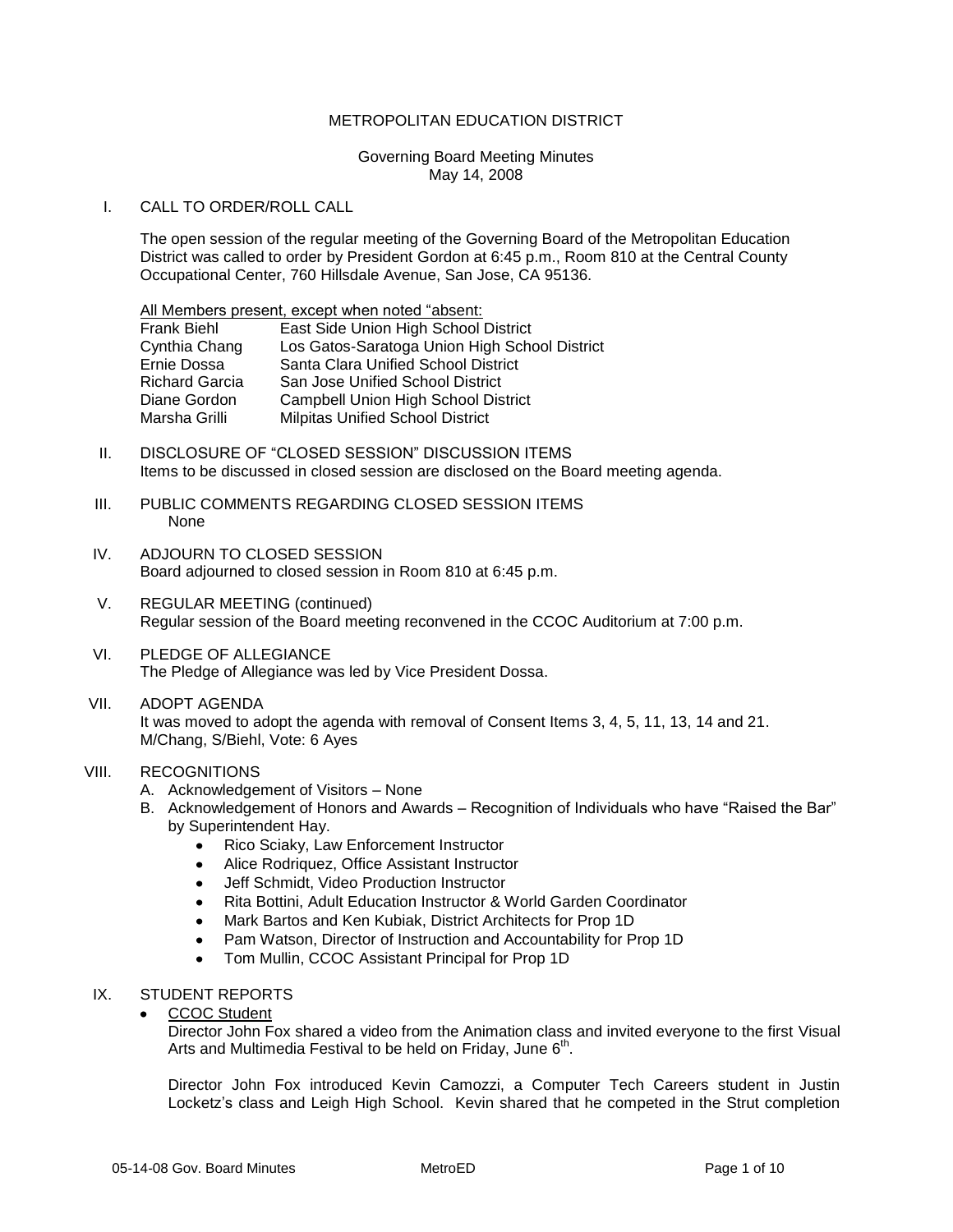# METROPOLITAN EDUCATION DISTRICT

Governing Board Meeting Minutes
May 14, 2008

## I. CALL TO ORDER/ROLL CALL

The open session of the regular meeting of the Governing Board of the Metropolitan Education District was called to order by President Gordon at 6:45 p.m., Room 810 at the Central County Occupational Center, 760 Hillsdale Avenue, San Jose, CA 95136.

<u>All Members present, except when noted "absent:</u>

| | |
|---|---|
| Frank Biehl | East Side Union High School District |
| Cynthia Chang | Los Gatos-Saratoga Union High School District |
| Ernie Dossa | Santa Clara Unified School District |
| Richard Garcia | San Jose Unified School District |
| Diane Gordon | Campbell Union High School District |
| Marsha Grilli | Milpitas Unified School District |

## II. DISCLOSURE OF "CLOSED SESSION" DISCUSSION ITEMS

Items to be discussed in closed session are disclosed on the Board meeting agenda.

## III. PUBLIC COMMENTS REGARDING CLOSED SESSION ITEMS

None

## IV. ADJOURN TO CLOSED SESSION

Board adjourned to closed session in Room 810 at 6:45 p.m.

## V. REGULAR MEETING (continued)

Regular session of the Board meeting reconvened in the CCOC Auditorium at 7:00 p.m.

## VI. PLEDGE OF ALLEGIANCE

The Pledge of Allegiance was led by Vice President Dossa.

## VII. ADOPT AGENDA

It was moved to adopt the agenda with removal of Consent Items 3, 4, 5, 11, 13, 14 and 21.
M/Chang, S/Biehl, Vote: 6 Ayes

## VIII. RECOGNITIONS

A. Acknowledgement of Visitors – None

B. Acknowledgement of Honors and Awards – Recognition of Individuals who have "Raised the Bar" by Superintendent Hay.

- Rico Sciaky, Law Enforcement Instructor
- Alice Rodriquez, Office Assistant Instructor
- Jeff Schmidt, Video Production Instructor
- Rita Bottini, Adult Education Instructor & World Garden Coordinator
- Mark Bartos and Ken Kubiak, District Architects for Prop 1D
- Pam Watson, Director of Instruction and Accountability for Prop 1D
- Tom Mullin, CCOC Assistant Principal for Prop 1D

## IX. STUDENT REPORTS

- <u>CCOC Student</u>

  Director John Fox shared a video from the Animation class and invited everyone to the first Visual Arts and Multimedia Festival to be held on Friday, June 6th.

  Director John Fox introduced Kevin Camozzi, a Computer Tech Careers student in Justin Locketz's class and Leigh High School. Kevin shared that he competed in the Strut completion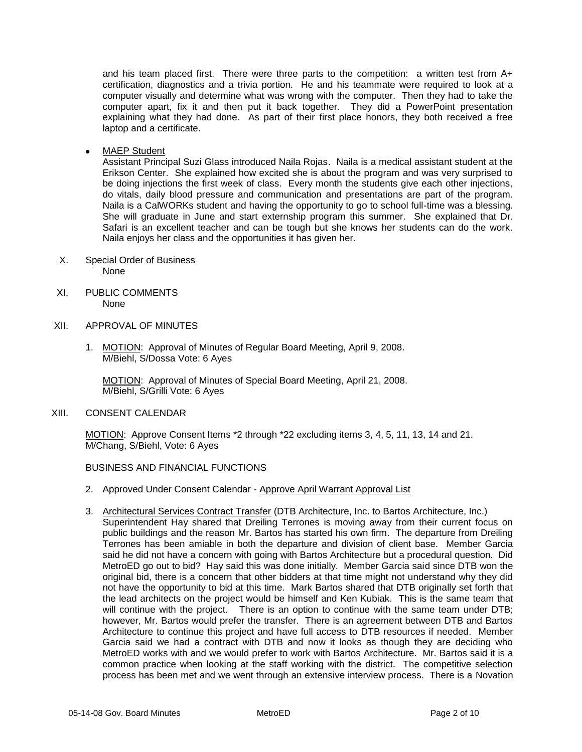and his team placed first. There were three parts to the competition: a written test from A+ certification, diagnostics and a trivia portion. He and his teammate were required to look at a computer visually and determine what was wrong with the computer. Then they had to take the computer apart, fix it and then put it back together. They did a PowerPoint presentation explaining what they had done. As part of their first place honors, they both received a free laptop and a certificate.

- MAEP Student
  Assistant Principal Suzi Glass introduced Naila Rojas. Naila is a medical assistant student at the Erikson Center. She explained how excited she is about the program and was very surprised to be doing injections the first week of class. Every month the students give each other injections, do vitals, daily blood pressure and communication and presentations are part of the program. Naila is a CalWORKs student and having the opportunity to go to school full-time was a blessing. She will graduate in June and start externship program this summer. She explained that Dr. Safari is an excellent teacher and can be tough but she knows her students can do the work. Naila enjoys her class and the opportunities it has given her.

X. Special Order of Business
   None

XI. PUBLIC COMMENTS
   None

XII. APPROVAL OF MINUTES

1. MOTION: Approval of Minutes of Regular Board Meeting, April 9, 2008.
   M/Biehl, S/Dossa Vote: 6 Ayes

   MOTION: Approval of Minutes of Special Board Meeting, April 21, 2008.
   M/Biehl, S/Grilli Vote: 6 Ayes

XIII. CONSENT CALENDAR

MOTION: Approve Consent Items *2 through *22 excluding items 3, 4, 5, 11, 13, 14 and 21.
M/Chang, S/Biehl, Vote: 6 Ayes

BUSINESS AND FINANCIAL FUNCTIONS

2. Approved Under Consent Calendar - Approve April Warrant Approval List

3. Architectural Services Contract Transfer (DTB Architecture, Inc. to Bartos Architecture, Inc.)
   Superintendent Hay shared that Dreiling Terrones is moving away from their current focus on public buildings and the reason Mr. Bartos has started his own firm. The departure from Dreiling Terrones has been amiable in both the departure and division of client base. Member Garcia said he did not have a concern with going with Bartos Architecture but a procedural question. Did MetroED go out to bid? Hay said this was done initially. Member Garcia said since DTB won the original bid, there is a concern that other bidders at that time might not understand why they did not have the opportunity to bid at this time. Mark Bartos shared that DTB originally set forth that the lead architects on the project would be himself and Ken Kubiak. This is the same team that will continue with the project. There is an option to continue with the same team under DTB; however, Mr. Bartos would prefer the transfer. There is an agreement between DTB and Bartos Architecture to continue this project and have full access to DTB resources if needed. Member Garcia said we had a contract with DTB and now it looks as though they are deciding who MetroED works with and we would prefer to work with Bartos Architecture. Mr. Bartos said it is a common practice when looking at the staff working with the district. The competitive selection process has been met and we went through an extensive interview process. There is a Novation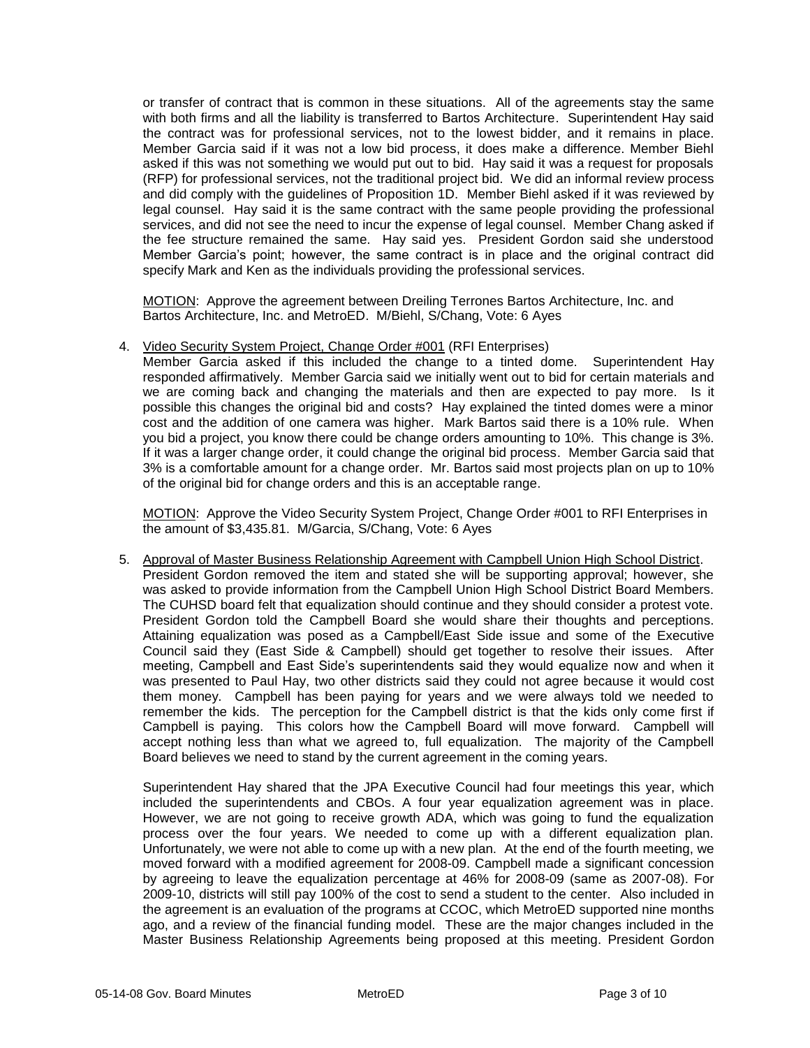or transfer of contract that is common in these situations. All of the agreements stay the same with both firms and all the liability is transferred to Bartos Architecture. Superintendent Hay said the contract was for professional services, not to the lowest bidder, and it remains in place. Member Garcia said if it was not a low bid process, it does make a difference. Member Biehl asked if this was not something we would put out to bid. Hay said it was a request for proposals (RFP) for professional services, not the traditional project bid. We did an informal review process and did comply with the guidelines of Proposition 1D. Member Biehl asked if it was reviewed by legal counsel. Hay said it is the same contract with the same people providing the professional services, and did not see the need to incur the expense of legal counsel. Member Chang asked if the fee structure remained the same. Hay said yes. President Gordon said she understood Member Garcia's point; however, the same contract is in place and the original contract did specify Mark and Ken as the individuals providing the professional services.

<u>MOTION</u>: Approve the agreement between Dreiling Terrones Bartos Architecture, Inc. and Bartos Architecture, Inc. and MetroED. M/Biehl, S/Chang, Vote: 6 Ayes

4. <u>Video Security System Project, Change Order #001</u> (RFI Enterprises)
   Member Garcia asked if this included the change to a tinted dome. Superintendent Hay responded affirmatively. Member Garcia said we initially went out to bid for certain materials and we are coming back and changing the materials and then are expected to pay more. Is it possible this changes the original bid and costs? Hay explained the tinted domes were a minor cost and the addition of one camera was higher. Mark Bartos said there is a 10% rule. When you bid a project, you know there could be change orders amounting to 10%. This change is 3%. If it was a larger change order, it could change the original bid process. Member Garcia said that 3% is a comfortable amount for a change order. Mr. Bartos said most projects plan on up to 10% of the original bid for change orders and this is an acceptable range.

   <u>MOTION</u>: Approve the Video Security System Project, Change Order #001 to RFI Enterprises in the amount of $3,435.81. M/Garcia, S/Chang, Vote: 6 Ayes

5. <u>Approval of Master Business Relationship Agreement with Campbell Union High School District</u>.
   President Gordon removed the item and stated she will be supporting approval; however, she was asked to provide information from the Campbell Union High School District Board Members. The CUHSD board felt that equalization should continue and they should consider a protest vote. President Gordon told the Campbell Board she would share their thoughts and perceptions. Attaining equalization was posed as a Campbell/East Side issue and some of the Executive Council said they (East Side & Campbell) should get together to resolve their issues. After meeting, Campbell and East Side's superintendents said they would equalize now and when it was presented to Paul Hay, two other districts said they could not agree because it would cost them money. Campbell has been paying for years and we were always told we needed to remember the kids. The perception for the Campbell district is that the kids only come first if Campbell is paying. This colors how the Campbell Board will move forward. Campbell will accept nothing less than what we agreed to, full equalization. The majority of the Campbell Board believes we need to stand by the current agreement in the coming years.

   Superintendent Hay shared that the JPA Executive Council had four meetings this year, which included the superintendents and CBOs. A four year equalization agreement was in place. However, we are not going to receive growth ADA, which was going to fund the equalization process over the four years. We needed to come up with a different equalization plan. Unfortunately, we were not able to come up with a new plan. At the end of the fourth meeting, we moved forward with a modified agreement for 2008-09. Campbell made a significant concession by agreeing to leave the equalization percentage at 46% for 2008-09 (same as 2007-08). For 2009-10, districts will still pay 100% of the cost to send a student to the center. Also included in the agreement is an evaluation of the programs at CCOC, which MetroED supported nine months ago, and a review of the financial funding model. These are the major changes included in the Master Business Relationship Agreements being proposed at this meeting. President Gordon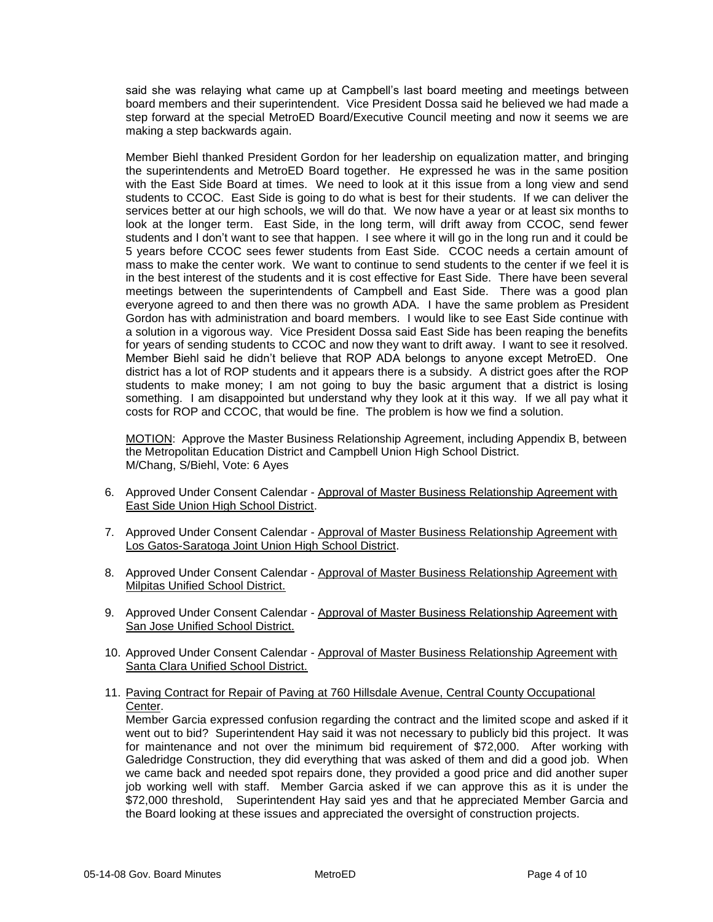said she was relaying what came up at Campbell's last board meeting and meetings between board members and their superintendent. Vice President Dossa said he believed we had made a step forward at the special MetroED Board/Executive Council meeting and now it seems we are making a step backwards again.

Member Biehl thanked President Gordon for her leadership on equalization matter, and bringing the superintendents and MetroED Board together. He expressed he was in the same position with the East Side Board at times. We need to look at it this issue from a long view and send students to CCOC. East Side is going to do what is best for their students. If we can deliver the services better at our high schools, we will do that. We now have a year or at least six months to look at the longer term. East Side, in the long term, will drift away from CCOC, send fewer students and I don't want to see that happen. I see where it will go in the long run and it could be 5 years before CCOC sees fewer students from East Side. CCOC needs a certain amount of mass to make the center work. We want to continue to send students to the center if we feel it is in the best interest of the students and it is cost effective for East Side. There have been several meetings between the superintendents of Campbell and East Side. There was a good plan everyone agreed to and then there was no growth ADA. I have the same problem as President Gordon has with administration and board members. I would like to see East Side continue with a solution in a vigorous way. Vice President Dossa said East Side has been reaping the benefits for years of sending students to CCOC and now they want to drift away. I want to see it resolved. Member Biehl said he didn't believe that ROP ADA belongs to anyone except MetroED. One district has a lot of ROP students and it appears there is a subsidy. A district goes after the ROP students to make money; I am not going to buy the basic argument that a district is losing something. I am disappointed but understand why they look at it this way. If we all pay what it costs for ROP and CCOC, that would be fine. The problem is how we find a solution.

MOTION: Approve the Master Business Relationship Agreement, including Appendix B, between the Metropolitan Education District and Campbell Union High School District.
M/Chang, S/Biehl, Vote: 6 Ayes

6. Approved Under Consent Calendar - Approval of Master Business Relationship Agreement with East Side Union High School District.

7. Approved Under Consent Calendar - Approval of Master Business Relationship Agreement with Los Gatos-Saratoga Joint Union High School District.

8. Approved Under Consent Calendar - Approval of Master Business Relationship Agreement with Milpitas Unified School District.

9. Approved Under Consent Calendar - Approval of Master Business Relationship Agreement with San Jose Unified School District.

10. Approved Under Consent Calendar - Approval of Master Business Relationship Agreement with Santa Clara Unified School District.

11. Paving Contract for Repair of Paving at 760 Hillsdale Avenue, Central County Occupational Center.
Member Garcia expressed confusion regarding the contract and the limited scope and asked if it went out to bid? Superintendent Hay said it was not necessary to publicly bid this project. It was for maintenance and not over the minimum bid requirement of $72,000. After working with Galedridge Construction, they did everything that was asked of them and did a good job. When we came back and needed spot repairs done, they provided a good price and did another super job working well with staff. Member Garcia asked if we can approve this as it is under the $72,000 threshold, Superintendent Hay said yes and that he appreciated Member Garcia and the Board looking at these issues and appreciated the oversight of construction projects.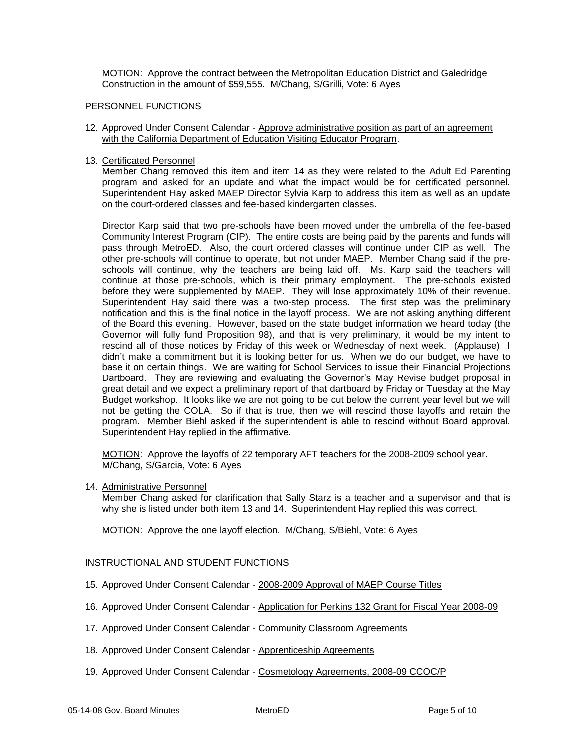MOTION: Approve the contract between the Metropolitan Education District and Galedridge Construction in the amount of $59,555. M/Chang, S/Grilli, Vote: 6 Ayes

PERSONNEL FUNCTIONS

12. Approved Under Consent Calendar - Approve administrative position as part of an agreement with the California Department of Education Visiting Educator Program.

13. Certificated Personnel

    Member Chang removed this item and item 14 as they were related to the Adult Ed Parenting program and asked for an update and what the impact would be for certificated personnel. Superintendent Hay asked MAEP Director Sylvia Karp to address this item as well as an update on the court-ordered classes and fee-based kindergarten classes.

    Director Karp said that two pre-schools have been moved under the umbrella of the fee-based Community Interest Program (CIP). The entire costs are being paid by the parents and funds will pass through MetroED. Also, the court ordered classes will continue under CIP as well. The other pre-schools will continue to operate, but not under MAEP. Member Chang said if the pre-schools will continue, why the teachers are being laid off. Ms. Karp said the teachers will continue at those pre-schools, which is their primary employment. The pre-schools existed before they were supplemented by MAEP. They will lose approximately 10% of their revenue. Superintendent Hay said there was a two-step process. The first step was the preliminary notification and this is the final notice in the layoff process. We are not asking anything different of the Board this evening. However, based on the state budget information we heard today (the Governor will fully fund Proposition 98), and that is very preliminary, it would be my intent to rescind all of those notices by Friday of this week or Wednesday of next week. (Applause) I didn't make a commitment but it is looking better for us. When we do our budget, we have to base it on certain things. We are waiting for School Services to issue their Financial Projections Dartboard. They are reviewing and evaluating the Governor's May Revise budget proposal in great detail and we expect a preliminary report of that dartboard by Friday or Tuesday at the May Budget workshop. It looks like we are not going to be cut below the current year level but we will not be getting the COLA. So if that is true, then we will rescind those layoffs and retain the program. Member Biehl asked if the superintendent is able to rescind without Board approval. Superintendent Hay replied in the affirmative.

    MOTION: Approve the layoffs of 22 temporary AFT teachers for the 2008-2009 school year. M/Chang, S/Garcia, Vote: 6 Ayes

14. Administrative Personnel

    Member Chang asked for clarification that Sally Starz is a teacher and a supervisor and that is why she is listed under both item 13 and 14. Superintendent Hay replied this was correct.

    MOTION: Approve the one layoff election. M/Chang, S/Biehl, Vote: 6 Ayes

INSTRUCTIONAL AND STUDENT FUNCTIONS

15. Approved Under Consent Calendar - 2008-2009 Approval of MAEP Course Titles

16. Approved Under Consent Calendar - Application for Perkins 132 Grant for Fiscal Year 2008-09

17. Approved Under Consent Calendar - Community Classroom Agreements

18. Approved Under Consent Calendar - Apprenticeship Agreements

19. Approved Under Consent Calendar - Cosmetology Agreements, 2008-09 CCOC/P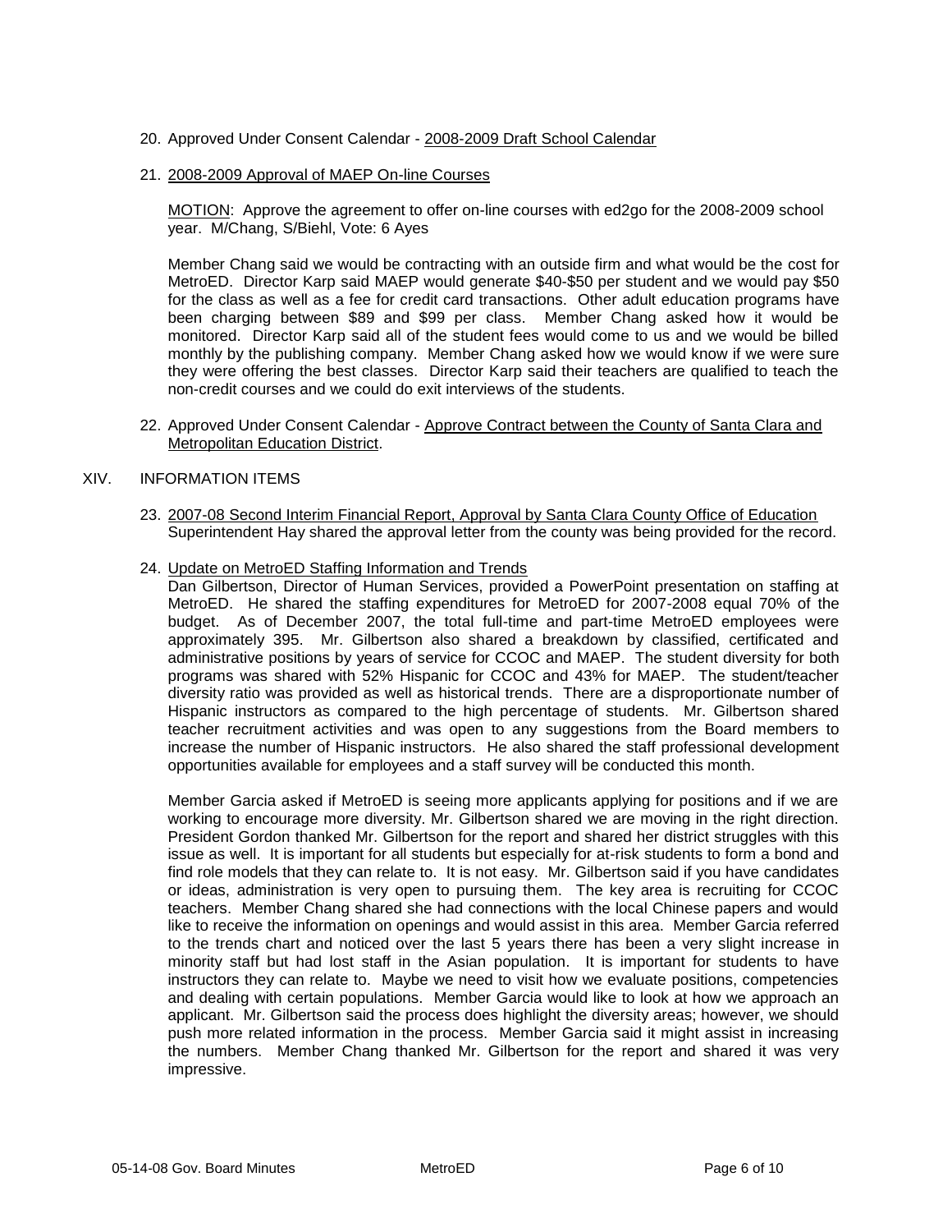20. Approved Under Consent Calendar - <u>2008-2009 Draft School Calendar</u>

21. <u>2008-2009 Approval of MAEP On-line Courses</u>

    <u>MOTION</u>: Approve the agreement to offer on-line courses with ed2go for the 2008-2009 school year. M/Chang, S/Biehl, Vote: 6 Ayes

    Member Chang said we would be contracting with an outside firm and what would be the cost for MetroED. Director Karp said MAEP would generate $40-$50 per student and we would pay $50 for the class as well as a fee for credit card transactions. Other adult education programs have been charging between $89 and $99 per class. Member Chang asked how it would be monitored. Director Karp said all of the student fees would come to us and we would be billed monthly by the publishing company. Member Chang asked how we would know if we were sure they were offering the best classes. Director Karp said their teachers are qualified to teach the non-credit courses and we could do exit interviews of the students.

22. Approved Under Consent Calendar - <u>Approve Contract between the County of Santa Clara and Metropolitan Education District</u>.

## XIV. INFORMATION ITEMS

23. <u>2007-08 Second Interim Financial Report, Approval by Santa Clara County Office of Education</u>
    Superintendent Hay shared the approval letter from the county was being provided for the record.

24. <u>Update on MetroED Staffing Information and Trends</u>
    Dan Gilbertson, Director of Human Services, provided a PowerPoint presentation on staffing at MetroED. He shared the staffing expenditures for MetroED for 2007-2008 equal 70% of the budget. As of December 2007, the total full-time and part-time MetroED employees were approximately 395. Mr. Gilbertson also shared a breakdown by classified, certificated and administrative positions by years of service for CCOC and MAEP. The student diversity for both programs was shared with 52% Hispanic for CCOC and 43% for MAEP. The student/teacher diversity ratio was provided as well as historical trends. There are a disproportionate number of Hispanic instructors as compared to the high percentage of students. Mr. Gilbertson shared teacher recruitment activities and was open to any suggestions from the Board members to increase the number of Hispanic instructors. He also shared the staff professional development opportunities available for employees and a staff survey will be conducted this month.

    Member Garcia asked if MetroED is seeing more applicants applying for positions and if we are working to encourage more diversity. Mr. Gilbertson shared we are moving in the right direction. President Gordon thanked Mr. Gilbertson for the report and shared her district struggles with this issue as well. It is important for all students but especially for at-risk students to form a bond and find role models that they can relate to. It is not easy. Mr. Gilbertson said if you have candidates or ideas, administration is very open to pursuing them. The key area is recruiting for CCOC teachers. Member Chang shared she had connections with the local Chinese papers and would like to receive the information on openings and would assist in this area. Member Garcia referred to the trends chart and noticed over the last 5 years there has been a very slight increase in minority staff but had lost staff in the Asian population. It is important for students to have instructors they can relate to. Maybe we need to visit how we evaluate positions, competencies and dealing with certain populations. Member Garcia would like to look at how we approach an applicant. Mr. Gilbertson said the process does highlight the diversity areas; however, we should push more related information in the process. Member Garcia said it might assist in increasing the numbers. Member Chang thanked Mr. Gilbertson for the report and shared it was very impressive.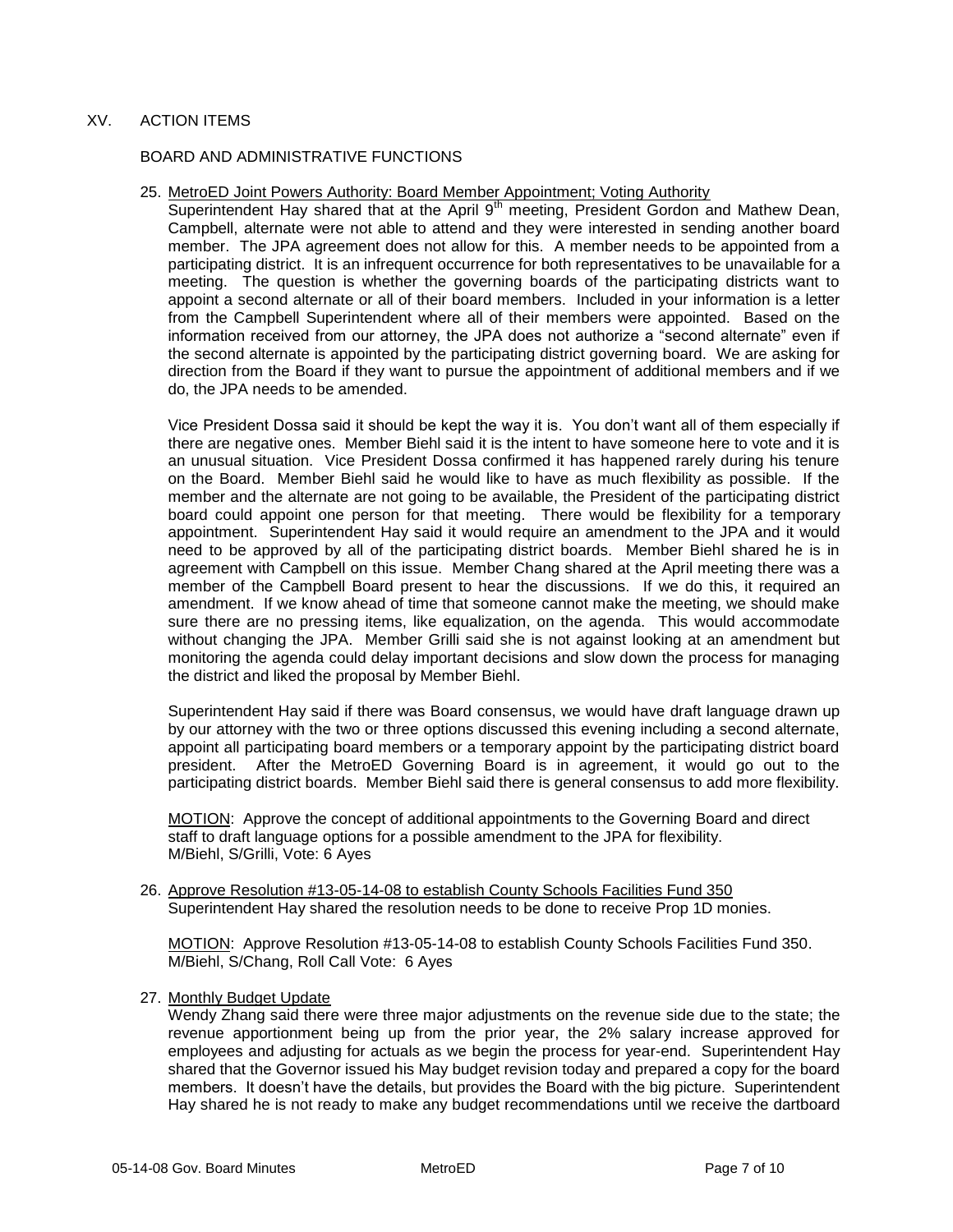## XV. ACTION ITEMS

### BOARD AND ADMINISTRATIVE FUNCTIONS

25. MetroED Joint Powers Authority: Board Member Appointment; Voting Authority

    Superintendent Hay shared that at the April 9th meeting, President Gordon and Mathew Dean, Campbell, alternate were not able to attend and they were interested in sending another board member. The JPA agreement does not allow for this. A member needs to be appointed from a participating district. It is an infrequent occurrence for both representatives to be unavailable for a meeting. The question is whether the governing boards of the participating districts want to appoint a second alternate or all of their board members. Included in your information is a letter from the Campbell Superintendent where all of their members were appointed. Based on the information received from our attorney, the JPA does not authorize a "second alternate" even if the second alternate is appointed by the participating district governing board. We are asking for direction from the Board if they want to pursue the appointment of additional members and if we do, the JPA needs to be amended.

    Vice President Dossa said it should be kept the way it is. You don't want all of them especially if there are negative ones. Member Biehl said it is the intent to have someone here to vote and it is an unusual situation. Vice President Dossa confirmed it has happened rarely during his tenure on the Board. Member Biehl said he would like to have as much flexibility as possible. If the member and the alternate are not going to be available, the President of the participating district board could appoint one person for that meeting. There would be flexibility for a temporary appointment. Superintendent Hay said it would require an amendment to the JPA and it would need to be approved by all of the participating district boards. Member Biehl shared he is in agreement with Campbell on this issue. Member Chang shared at the April meeting there was a member of the Campbell Board present to hear the discussions. If we do this, it required an amendment. If we know ahead of time that someone cannot make the meeting, we should make sure there are no pressing items, like equalization, on the agenda. This would accommodate without changing the JPA. Member Grilli said she is not against looking at an amendment but monitoring the agenda could delay important decisions and slow down the process for managing the district and liked the proposal by Member Biehl.

    Superintendent Hay said if there was Board consensus, we would have draft language drawn up by our attorney with the two or three options discussed this evening including a second alternate, appoint all participating board members or a temporary appoint by the participating district board president. After the MetroED Governing Board is in agreement, it would go out to the participating district boards. Member Biehl said there is general consensus to add more flexibility.

    MOTION: Approve the concept of additional appointments to the Governing Board and direct staff to draft language options for a possible amendment to the JPA for flexibility.
    M/Biehl, S/Grilli, Vote: 6 Ayes

26. Approve Resolution #13-05-14-08 to establish County Schools Facilities Fund 350

    Superintendent Hay shared the resolution needs to be done to receive Prop 1D monies.

    MOTION: Approve Resolution #13-05-14-08 to establish County Schools Facilities Fund 350.
    M/Biehl, S/Chang, Roll Call Vote: 6 Ayes

27. Monthly Budget Update

    Wendy Zhang said there were three major adjustments on the revenue side due to the state; the revenue apportionment being up from the prior year, the 2% salary increase approved for employees and adjusting for actuals as we begin the process for year-end. Superintendent Hay shared that the Governor issued his May budget revision today and prepared a copy for the board members. It doesn't have the details, but provides the Board with the big picture. Superintendent Hay shared he is not ready to make any budget recommendations until we receive the dartboard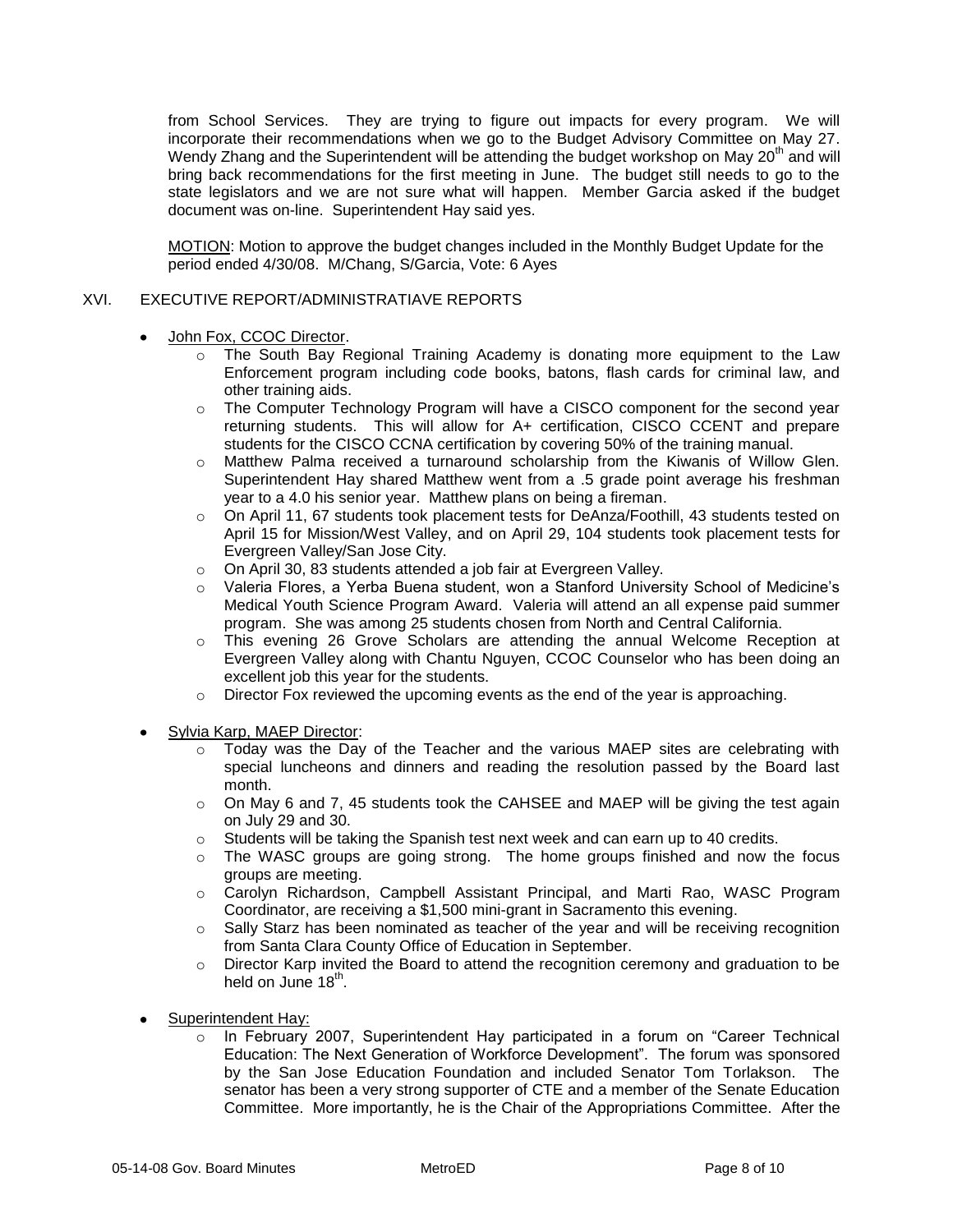from School Services. They are trying to figure out impacts for every program. We will incorporate their recommendations when we go to the Budget Advisory Committee on May 27. Wendy Zhang and the Superintendent will be attending the budget workshop on May 20th and will bring back recommendations for the first meeting in June. The budget still needs to go to the state legislators and we are not sure what will happen. Member Garcia asked if the budget document was on-line. Superintendent Hay said yes.

MOTION: Motion to approve the budget changes included in the Monthly Budget Update for the period ended 4/30/08. M/Chang, S/Garcia, Vote: 6 Ayes

XVI. EXECUTIVE REPORT/ADMINISTRATIAVE REPORTS

- John Fox, CCOC Director.
  - The South Bay Regional Training Academy is donating more equipment to the Law Enforcement program including code books, batons, flash cards for criminal law, and other training aids.
  - The Computer Technology Program will have a CISCO component for the second year returning students. This will allow for A+ certification, CISCO CCENT and prepare students for the CISCO CCNA certification by covering 50% of the training manual.
  - Matthew Palma received a turnaround scholarship from the Kiwanis of Willow Glen. Superintendent Hay shared Matthew went from a .5 grade point average his freshman year to a 4.0 his senior year. Matthew plans on being a fireman.
  - On April 11, 67 students took placement tests for DeAnza/Foothill, 43 students tested on April 15 for Mission/West Valley, and on April 29, 104 students took placement tests for Evergreen Valley/San Jose City.
  - On April 30, 83 students attended a job fair at Evergreen Valley.
  - Valeria Flores, a Yerba Buena student, won a Stanford University School of Medicine's Medical Youth Science Program Award. Valeria will attend an all expense paid summer program. She was among 25 students chosen from North and Central California.
  - This evening 26 Grove Scholars are attending the annual Welcome Reception at Evergreen Valley along with Chantu Nguyen, CCOC Counselor who has been doing an excellent job this year for the students.
  - Director Fox reviewed the upcoming events as the end of the year is approaching.

- Sylvia Karp, MAEP Director:
  - Today was the Day of the Teacher and the various MAEP sites are celebrating with special luncheons and dinners and reading the resolution passed by the Board last month.
  - On May 6 and 7, 45 students took the CAHSEE and MAEP will be giving the test again on July 29 and 30.
  - Students will be taking the Spanish test next week and can earn up to 40 credits.
  - The WASC groups are going strong. The home groups finished and now the focus groups are meeting.
  - Carolyn Richardson, Campbell Assistant Principal, and Marti Rao, WASC Program Coordinator, are receiving a $1,500 mini-grant in Sacramento this evening.
  - Sally Starz has been nominated as teacher of the year and will be receiving recognition from Santa Clara County Office of Education in September.
  - Director Karp invited the Board to attend the recognition ceremony and graduation to be held on June 18th.

- Superintendent Hay:
  - In February 2007, Superintendent Hay participated in a forum on "Career Technical Education: The Next Generation of Workforce Development". The forum was sponsored by the San Jose Education Foundation and included Senator Tom Torlakson. The senator has been a very strong supporter of CTE and a member of the Senate Education Committee. More importantly, he is the Chair of the Appropriations Committee. After the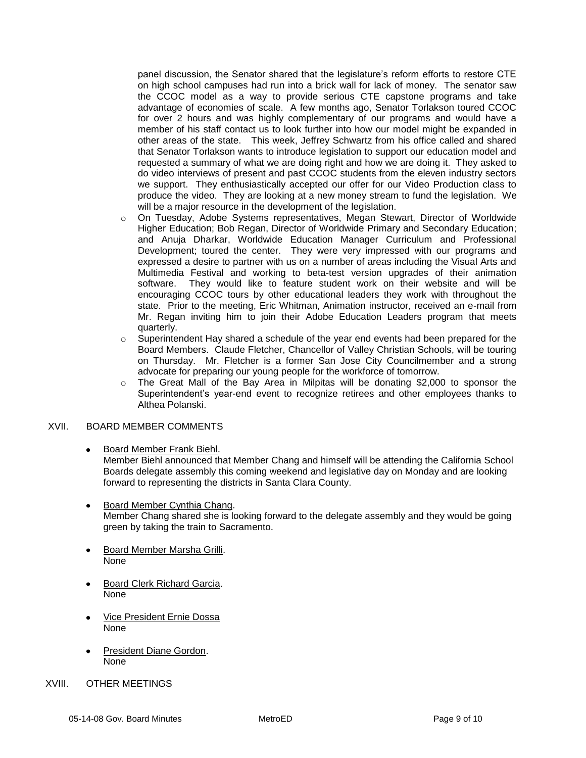panel discussion, the Senator shared that the legislature's reform efforts to restore CTE on high school campuses had run into a brick wall for lack of money. The senator saw the CCOC model as a way to provide serious CTE capstone programs and take advantage of economies of scale. A few months ago, Senator Torlakson toured CCOC for over 2 hours and was highly complementary of our programs and would have a member of his staff contact us to look further into how our model might be expanded in other areas of the state. This week, Jeffrey Schwartz from his office called and shared that Senator Torlakson wants to introduce legislation to support our education model and requested a summary of what we are doing right and how we are doing it. They asked to do video interviews of present and past CCOC students from the eleven industry sectors we support. They enthusiastically accepted our offer for our Video Production class to produce the video. They are looking at a new money stream to fund the legislation. We will be a major resource in the development of the legislation.

- On Tuesday, Adobe Systems representatives, Megan Stewart, Director of Worldwide Higher Education; Bob Regan, Director of Worldwide Primary and Secondary Education; and Anuja Dharkar, Worldwide Education Manager Curriculum and Professional Development; toured the center. They were very impressed with our programs and expressed a desire to partner with us on a number of areas including the Visual Arts and Multimedia Festival and working to beta-test version upgrades of their animation software. They would like to feature student work on their website and will be encouraging CCOC tours by other educational leaders they work with throughout the state. Prior to the meeting, Eric Whitman, Animation instructor, received an e-mail from Mr. Regan inviting him to join their Adobe Education Leaders program that meets quarterly.
- Superintendent Hay shared a schedule of the year end events had been prepared for the Board Members. Claude Fletcher, Chancellor of Valley Christian Schools, will be touring on Thursday. Mr. Fletcher is a former San Jose City Councilmember and a strong advocate for preparing our young people for the workforce of tomorrow.
- The Great Mall of the Bay Area in Milpitas will be donating $2,000 to sponsor the Superintendent's year-end event to recognize retirees and other employees thanks to Althea Polanski.

## XVII. BOARD MEMBER COMMENTS

- Board Member Frank Biehl.
  Member Biehl announced that Member Chang and himself will be attending the California School Boards delegate assembly this coming weekend and legislative day on Monday and are looking forward to representing the districts in Santa Clara County.

- Board Member Cynthia Chang.
  Member Chang shared she is looking forward to the delegate assembly and they would be going green by taking the train to Sacramento.

- Board Member Marsha Grilli.
  None

- Board Clerk Richard Garcia.
  None

- Vice President Ernie Dossa
  None

- President Diane Gordon.
  None

## XVIII. OTHER MEETINGS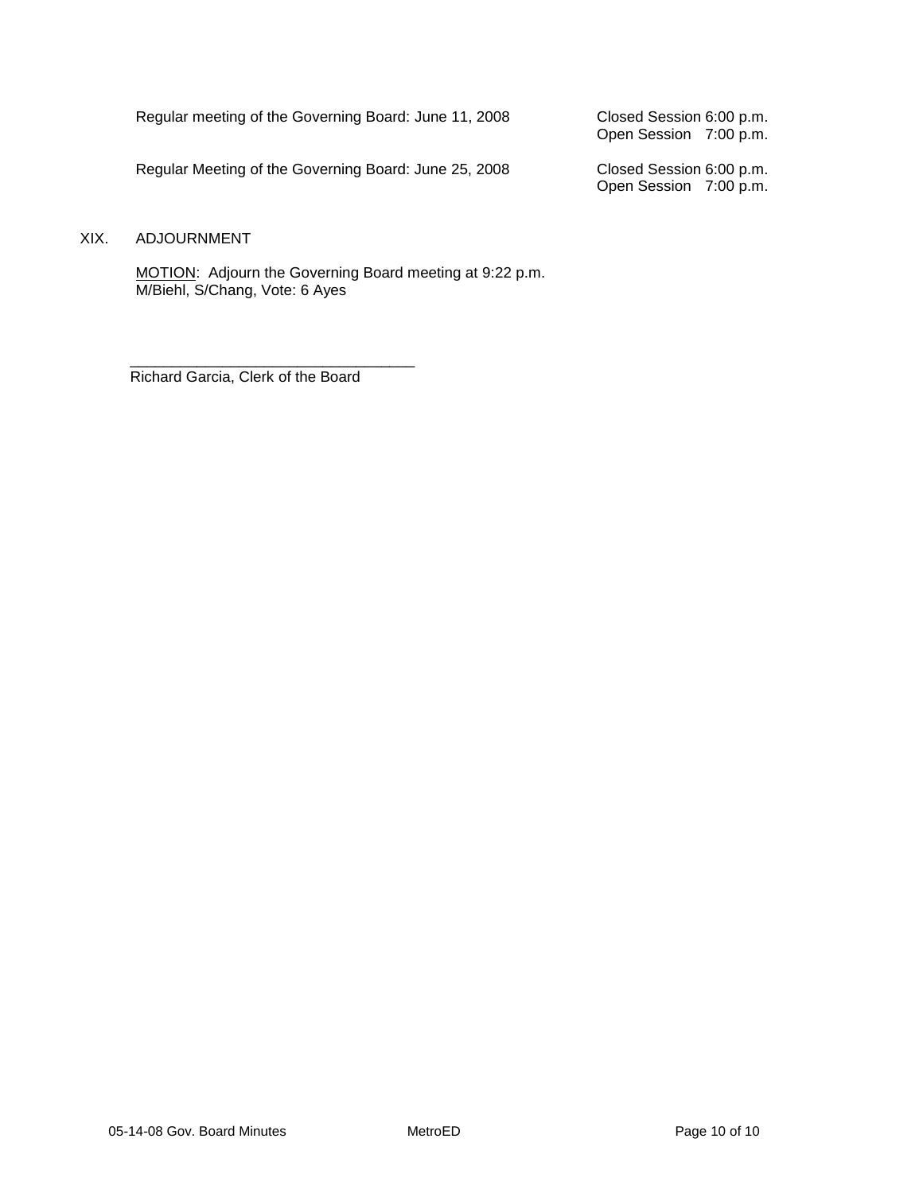Regular meeting of the Governing Board: June 11, 2008 — Closed Session 6:00 p.m.; Open Session 7:00 p.m.

Regular Meeting of the Governing Board: June 25, 2008 — Closed Session 6:00 p.m.; Open Session 7:00 p.m.

XIX. ADJOURNMENT

MOTION: Adjourn the Governing Board meeting at 9:22 p.m.
M/Biehl, S/Chang, Vote: 6 Ayes

\_\_\_\_\_\_\_\_\_\_\_\_\_\_\_\_\_\_\_\_\_\_\_\_\_\_\_\_\_\_\_\_\_\_
Richard Garcia, Clerk of the Board